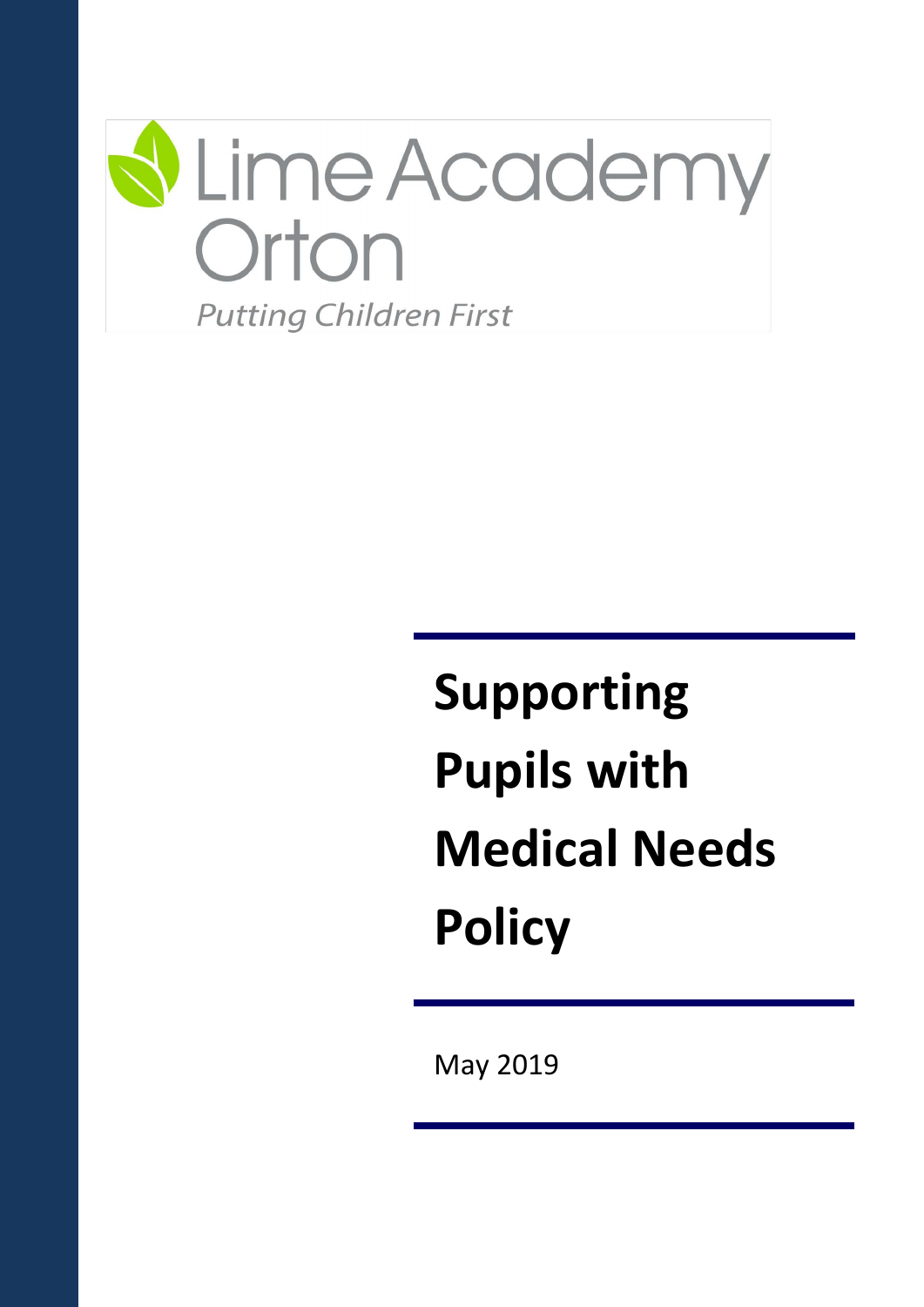Lime Academy Orton

*Putting Children First*

# Supporting Pupils with Medical Needs Policy

May 2019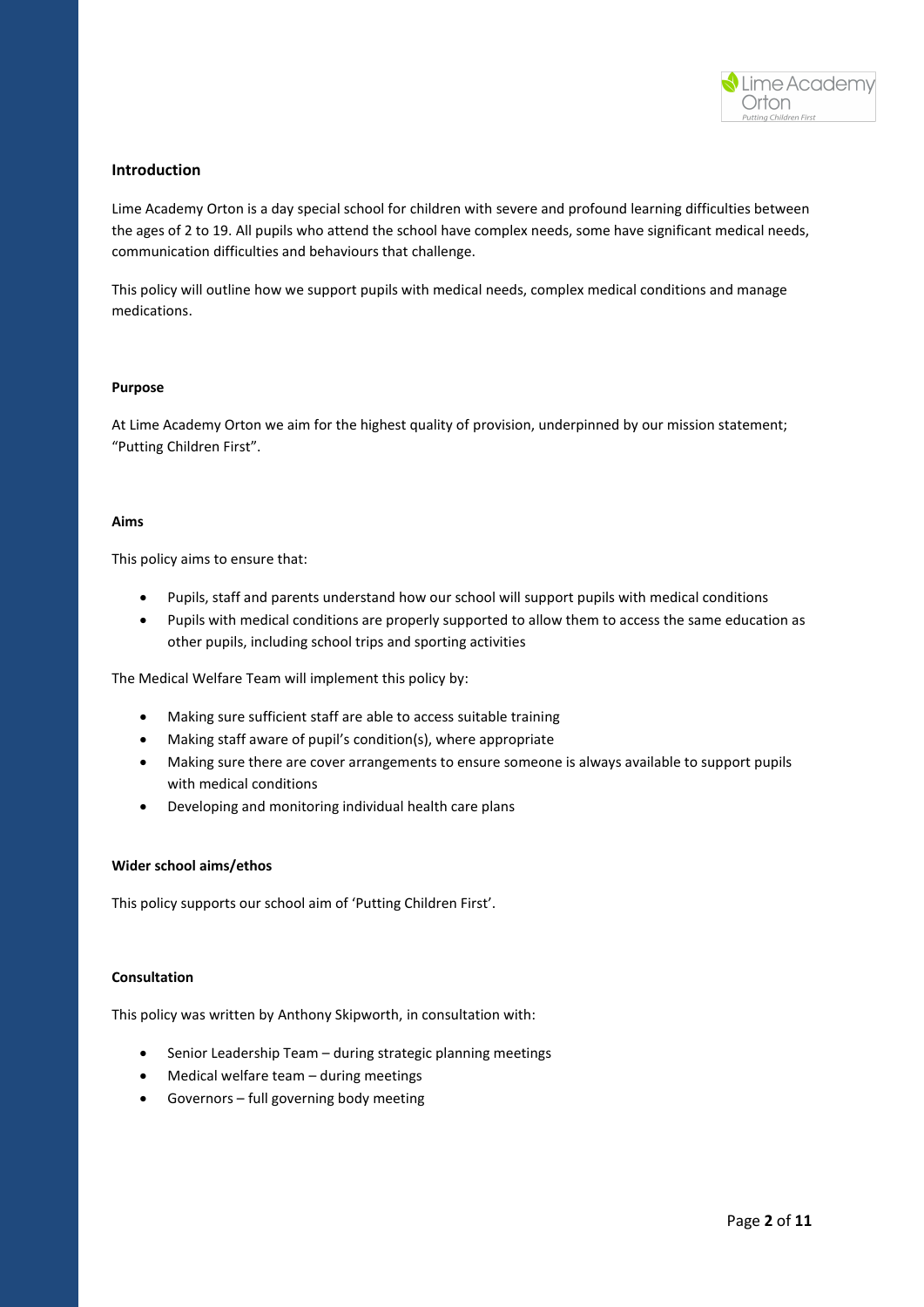## Introduction

Lime Academy Orton is a day special school for children with severe and profound learning difficulties between the ages of 2 to 19. All pupils who attend the school have complex needs, some have significant medical needs, communication difficulties and behaviours that challenge.

This policy will outline how we support pupils with medical needs, complex medical conditions and manage medications.

### Purpose

At Lime Academy Orton we aim for the highest quality of provision, underpinned by our mission statement; "Putting Children First".

### Aims

This policy aims to ensure that:

- Pupils, staff and parents understand how our school will support pupils with medical conditions
- Pupils with medical conditions are properly supported to allow them to access the same education as other pupils, including school trips and sporting activities

The Medical Welfare Team will implement this policy by:

- Making sure sufficient staff are able to access suitable training
- Making staff aware of pupil's condition(s), where appropriate
- Making sure there are cover arrangements to ensure someone is always available to support pupils with medical conditions
- Developing and monitoring individual health care plans

### Wider school aims/ethos

This policy supports our school aim of 'Putting Children First'.

### Consultation

This policy was written by Anthony Skipworth, in consultation with:

- Senior Leadership Team – during strategic planning meetings
- Medical welfare team – during meetings
- Governors – full governing body meeting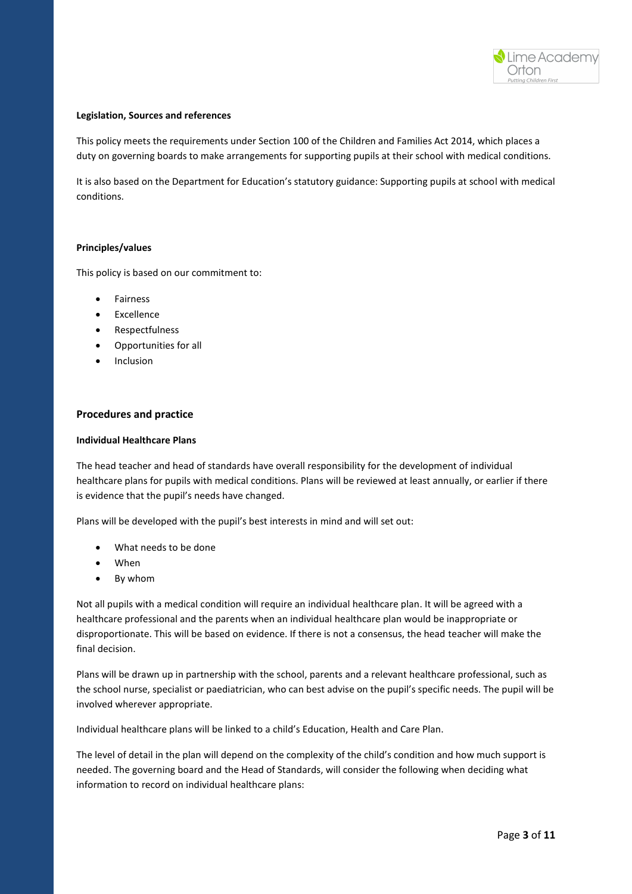**Legislation, Sources and references**

This policy meets the requirements under Section 100 of the Children and Families Act 2014, which places a duty on governing boards to make arrangements for supporting pupils at their school with medical conditions.

It is also based on the Department for Education's statutory guidance: Supporting pupils at school with medical conditions.

**Principles/values**

This policy is based on our commitment to:

- Fairness
- Excellence
- Respectfulness
- Opportunities for all
- Inclusion

## Procedures and practice

**Individual Healthcare Plans**

The head teacher and head of standards have overall responsibility for the development of individual healthcare plans for pupils with medical conditions. Plans will be reviewed at least annually, or earlier if there is evidence that the pupil's needs have changed.

Plans will be developed with the pupil's best interests in mind and will set out:

- What needs to be done
- When
- By whom

Not all pupils with a medical condition will require an individual healthcare plan. It will be agreed with a healthcare professional and the parents when an individual healthcare plan would be inappropriate or disproportionate. This will be based on evidence. If there is not a consensus, the head teacher will make the final decision.

Plans will be drawn up in partnership with the school, parents and a relevant healthcare professional, such as the school nurse, specialist or paediatrician, who can best advise on the pupil's specific needs. The pupil will be involved wherever appropriate.

Individual healthcare plans will be linked to a child's Education, Health and Care Plan.

The level of detail in the plan will depend on the complexity of the child's condition and how much support is needed. The governing board and the Head of Standards, will consider the following when deciding what information to record on individual healthcare plans: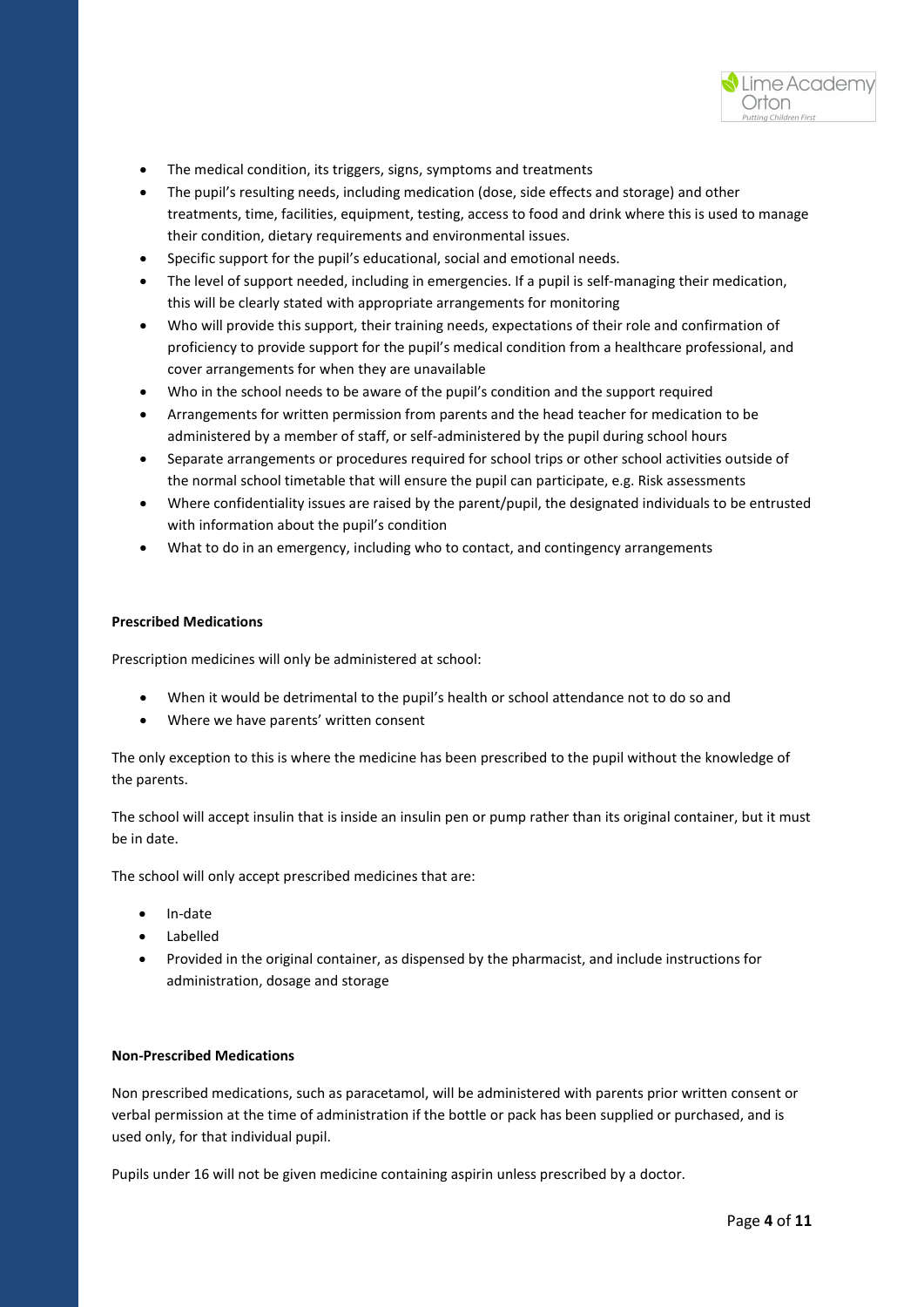- The medical condition, its triggers, signs, symptoms and treatments
- The pupil's resulting needs, including medication (dose, side effects and storage) and other treatments, time, facilities, equipment, testing, access to food and drink where this is used to manage their condition, dietary requirements and environmental issues.
- Specific support for the pupil's educational, social and emotional needs.
- The level of support needed, including in emergencies. If a pupil is self-managing their medication, this will be clearly stated with appropriate arrangements for monitoring
- Who will provide this support, their training needs, expectations of their role and confirmation of proficiency to provide support for the pupil's medical condition from a healthcare professional, and cover arrangements for when they are unavailable
- Who in the school needs to be aware of the pupil's condition and the support required
- Arrangements for written permission from parents and the head teacher for medication to be administered by a member of staff, or self-administered by the pupil during school hours
- Separate arrangements or procedures required for school trips or other school activities outside of the normal school timetable that will ensure the pupil can participate, e.g. Risk assessments
- Where confidentiality issues are raised by the parent/pupil, the designated individuals to be entrusted with information about the pupil's condition
- What to do in an emergency, including who to contact, and contingency arrangements

**Prescribed Medications**

Prescription medicines will only be administered at school:

- When it would be detrimental to the pupil's health or school attendance not to do so and
- Where we have parents' written consent

The only exception to this is where the medicine has been prescribed to the pupil without the knowledge of the parents.

The school will accept insulin that is inside an insulin pen or pump rather than its original container, but it must be in date.

The school will only accept prescribed medicines that are:

- In-date
- Labelled
- Provided in the original container, as dispensed by the pharmacist, and include instructions for administration, dosage and storage

**Non-Prescribed Medications**

Non prescribed medications, such as paracetamol, will be administered with parents prior written consent or verbal permission at the time of administration if the bottle or pack has been supplied or purchased, and is used only, for that individual pupil.

Pupils under 16 will not be given medicine containing aspirin unless prescribed by a doctor.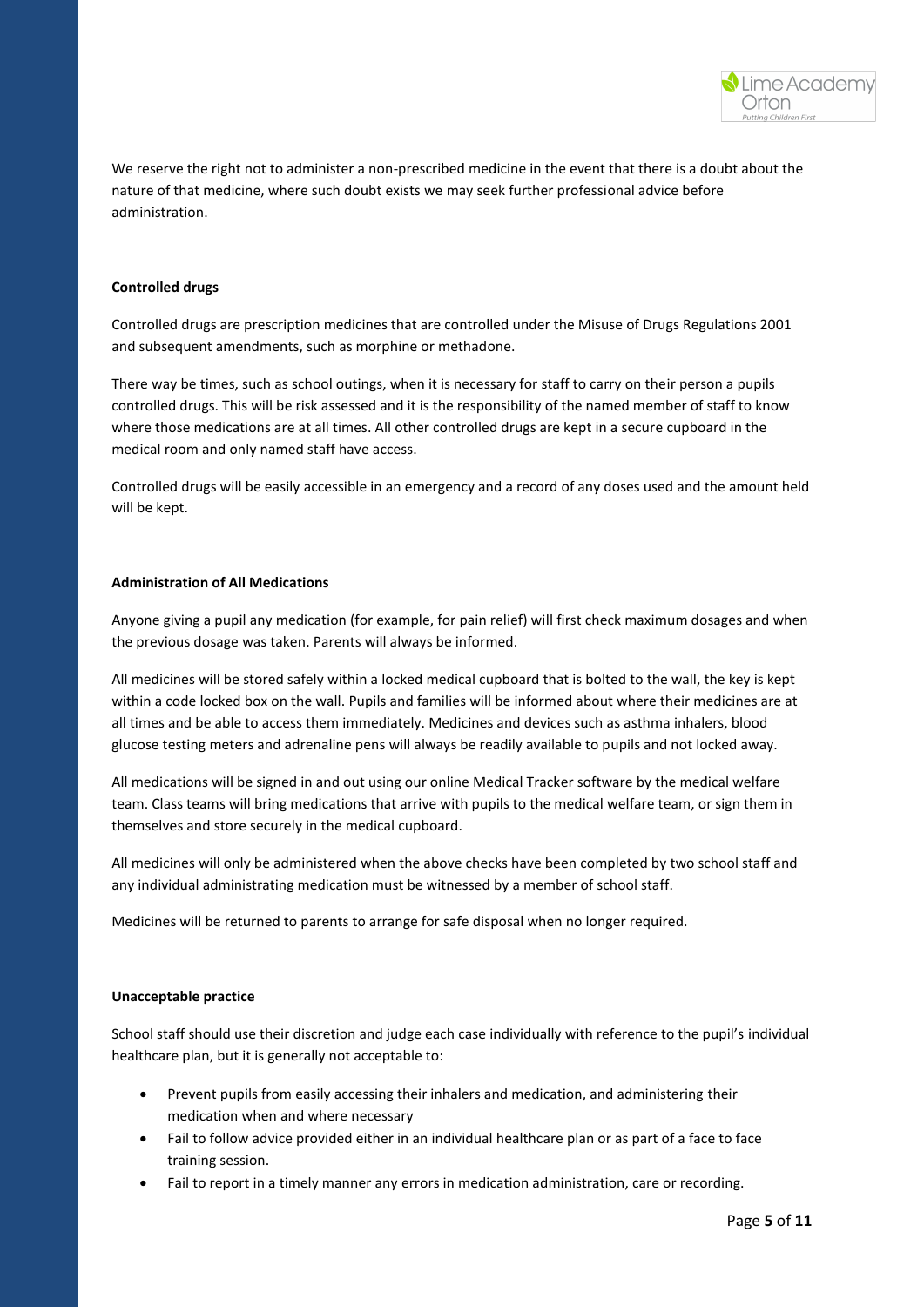We reserve the right not to administer a non-prescribed medicine in the event that there is a doubt about the nature of that medicine, where such doubt exists we may seek further professional advice before administration.

**Controlled drugs**

Controlled drugs are prescription medicines that are controlled under the Misuse of Drugs Regulations 2001 and subsequent amendments, such as morphine or methadone.

There way be times, such as school outings, when it is necessary for staff to carry on their person a pupils controlled drugs. This will be risk assessed and it is the responsibility of the named member of staff to know where those medications are at all times. All other controlled drugs are kept in a secure cupboard in the medical room and only named staff have access.

Controlled drugs will be easily accessible in an emergency and a record of any doses used and the amount held will be kept.

**Administration of All Medications**

Anyone giving a pupil any medication (for example, for pain relief) will first check maximum dosages and when the previous dosage was taken. Parents will always be informed.

All medicines will be stored safely within a locked medical cupboard that is bolted to the wall, the key is kept within a code locked box on the wall. Pupils and families will be informed about where their medicines are at all times and be able to access them immediately. Medicines and devices such as asthma inhalers, blood glucose testing meters and adrenaline pens will always be readily available to pupils and not locked away.

All medications will be signed in and out using our online Medical Tracker software by the medical welfare team. Class teams will bring medications that arrive with pupils to the medical welfare team, or sign them in themselves and store securely in the medical cupboard.

All medicines will only be administered when the above checks have been completed by two school staff and any individual administrating medication must be witnessed by a member of school staff.

Medicines will be returned to parents to arrange for safe disposal when no longer required.

**Unacceptable practice**

School staff should use their discretion and judge each case individually with reference to the pupil's individual healthcare plan, but it is generally not acceptable to:

- Prevent pupils from easily accessing their inhalers and medication, and administering their medication when and where necessary
- Fail to follow advice provided either in an individual healthcare plan or as part of a face to face training session.
- Fail to report in a timely manner any errors in medication administration, care or recording.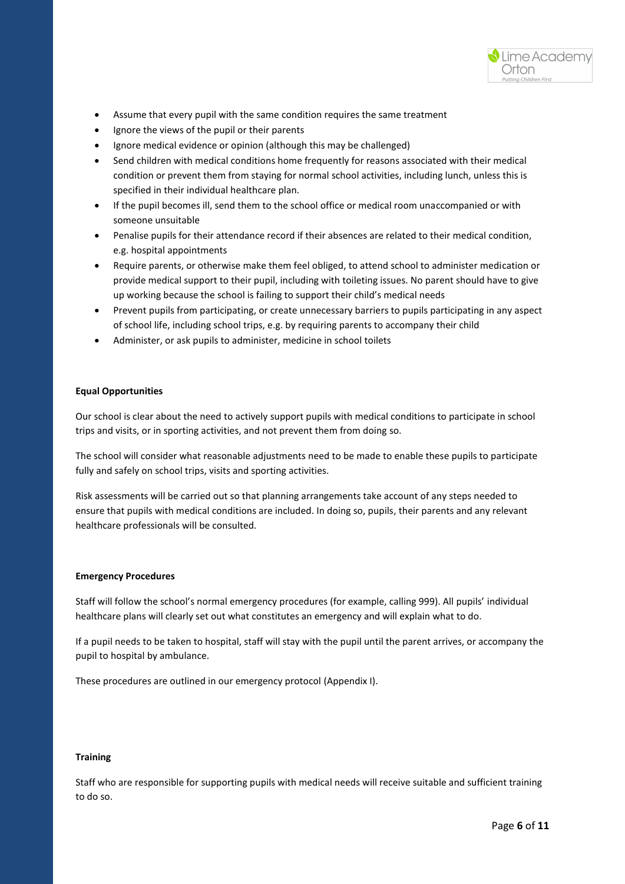- Assume that every pupil with the same condition requires the same treatment
- Ignore the views of the pupil or their parents
- Ignore medical evidence or opinion (although this may be challenged)
- Send children with medical conditions home frequently for reasons associated with their medical condition or prevent them from staying for normal school activities, including lunch, unless this is specified in their individual healthcare plan.
- If the pupil becomes ill, send them to the school office or medical room unaccompanied or with someone unsuitable
- Penalise pupils for their attendance record if their absences are related to their medical condition, e.g. hospital appointments
- Require parents, or otherwise make them feel obliged, to attend school to administer medication or provide medical support to their pupil, including with toileting issues. No parent should have to give up working because the school is failing to support their child's medical needs
- Prevent pupils from participating, or create unnecessary barriers to pupils participating in any aspect of school life, including school trips, e.g. by requiring parents to accompany their child
- Administer, or ask pupils to administer, medicine in school toilets

**Equal Opportunities**

Our school is clear about the need to actively support pupils with medical conditions to participate in school trips and visits, or in sporting activities, and not prevent them from doing so.

The school will consider what reasonable adjustments need to be made to enable these pupils to participate fully and safely on school trips, visits and sporting activities.

Risk assessments will be carried out so that planning arrangements take account of any steps needed to ensure that pupils with medical conditions are included. In doing so, pupils, their parents and any relevant healthcare professionals will be consulted.

**Emergency Procedures**

Staff will follow the school's normal emergency procedures (for example, calling 999). All pupils' individual healthcare plans will clearly set out what constitutes an emergency and will explain what to do.

If a pupil needs to be taken to hospital, staff will stay with the pupil until the parent arrives, or accompany the pupil to hospital by ambulance.

These procedures are outlined in our emergency protocol (Appendix I).

**Training**

Staff who are responsible for supporting pupils with medical needs will receive suitable and sufficient training to do so.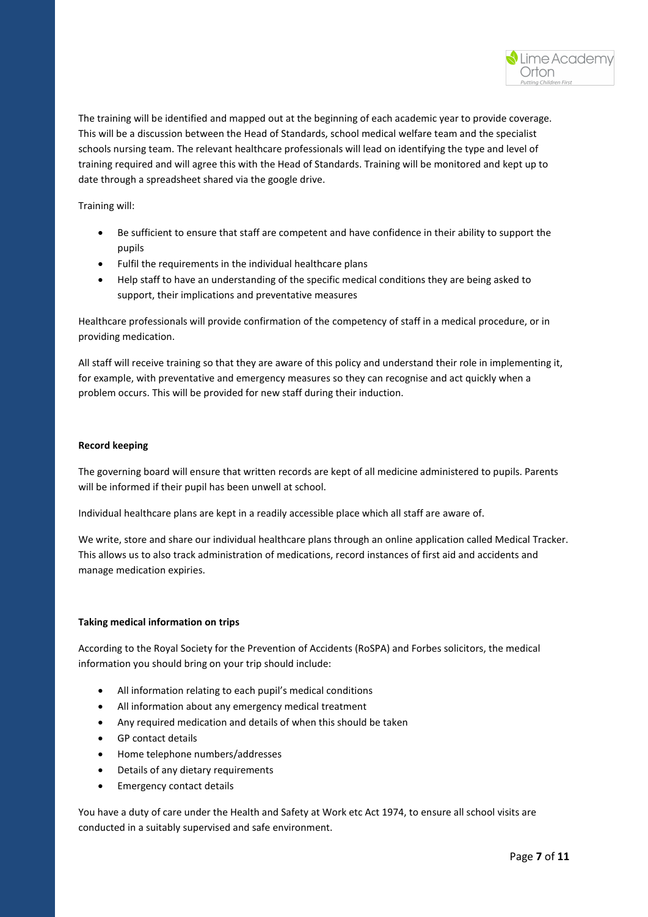The training will be identified and mapped out at the beginning of each academic year to provide coverage. This will be a discussion between the Head of Standards, school medical welfare team and the specialist schools nursing team. The relevant healthcare professionals will lead on identifying the type and level of training required and will agree this with the Head of Standards. Training will be monitored and kept up to date through a spreadsheet shared via the google drive.

Training will:

- Be sufficient to ensure that staff are competent and have confidence in their ability to support the pupils
- Fulfil the requirements in the individual healthcare plans
- Help staff to have an understanding of the specific medical conditions they are being asked to support, their implications and preventative measures

Healthcare professionals will provide confirmation of the competency of staff in a medical procedure, or in providing medication.

All staff will receive training so that they are aware of this policy and understand their role in implementing it, for example, with preventative and emergency measures so they can recognise and act quickly when a problem occurs. This will be provided for new staff during their induction.

**Record keeping**

The governing board will ensure that written records are kept of all medicine administered to pupils. Parents will be informed if their pupil has been unwell at school.

Individual healthcare plans are kept in a readily accessible place which all staff are aware of.

We write, store and share our individual healthcare plans through an online application called Medical Tracker. This allows us to also track administration of medications, record instances of first aid and accidents and manage medication expiries.

**Taking medical information on trips**

According to the Royal Society for the Prevention of Accidents (RoSPA) and Forbes solicitors, the medical information you should bring on your trip should include:

- All information relating to each pupil's medical conditions
- All information about any emergency medical treatment
- Any required medication and details of when this should be taken
- GP contact details
- Home telephone numbers/addresses
- Details of any dietary requirements
- Emergency contact details

You have a duty of care under the Health and Safety at Work etc Act 1974, to ensure all school visits are conducted in a suitably supervised and safe environment.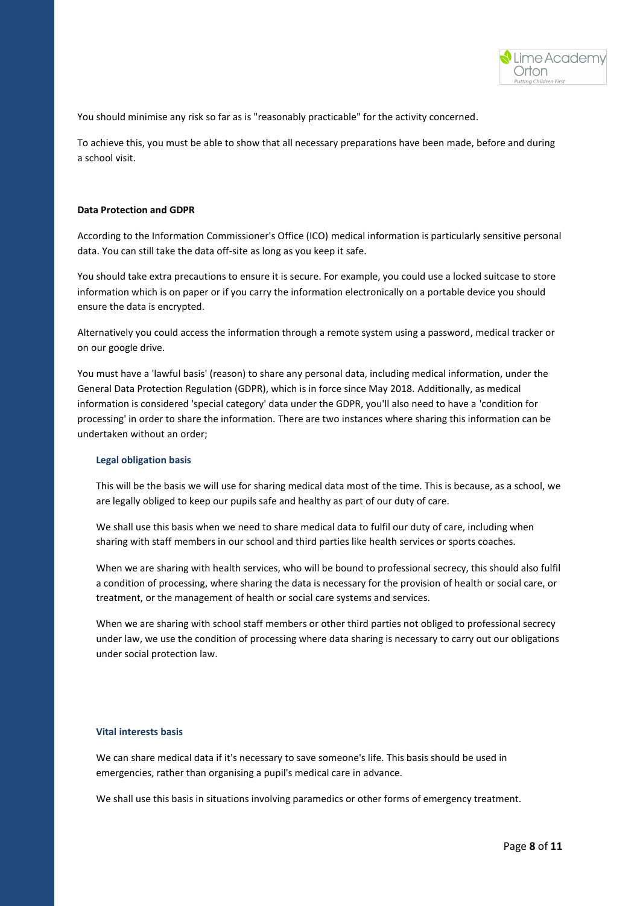You should minimise any risk so far as is "reasonably practicable" for the activity concerned.

To achieve this, you must be able to show that all necessary preparations have been made, before and during a school visit.

**Data Protection and GDPR**

According to the Information Commissioner's Office (ICO) medical information is particularly sensitive personal data. You can still take the data off-site as long as you keep it safe.

You should take extra precautions to ensure it is secure. For example, you could use a locked suitcase to store information which is on paper or if you carry the information electronically on a portable device you should ensure the data is encrypted.

Alternatively you could access the information through a remote system using a password, medical tracker or on our google drive.

You must have a 'lawful basis' (reason) to share any personal data, including medical information, under the General Data Protection Regulation (GDPR), which is in force since May 2018. Additionally, as medical information is considered 'special category' data under the GDPR, you'll also need to have a 'condition for processing' in order to share the information. There are two instances where sharing this information can be undertaken without an order;

**Legal obligation basis**

This will be the basis we will use for sharing medical data most of the time. This is because, as a school, we are legally obliged to keep our pupils safe and healthy as part of our duty of care.

We shall use this basis when we need to share medical data to fulfil our duty of care, including when sharing with staff members in our school and third parties like health services or sports coaches.

When we are sharing with health services, who will be bound to professional secrecy, this should also fulfil a condition of processing, where sharing the data is necessary for the provision of health or social care, or treatment, or the management of health or social care systems and services.

When we are sharing with school staff members or other third parties not obliged to professional secrecy under law, we use the condition of processing where data sharing is necessary to carry out our obligations under social protection law.

**Vital interests basis**

We can share medical data if it's necessary to save someone's life. This basis should be used in emergencies, rather than organising a pupil's medical care in advance.

We shall use this basis in situations involving paramedics or other forms of emergency treatment.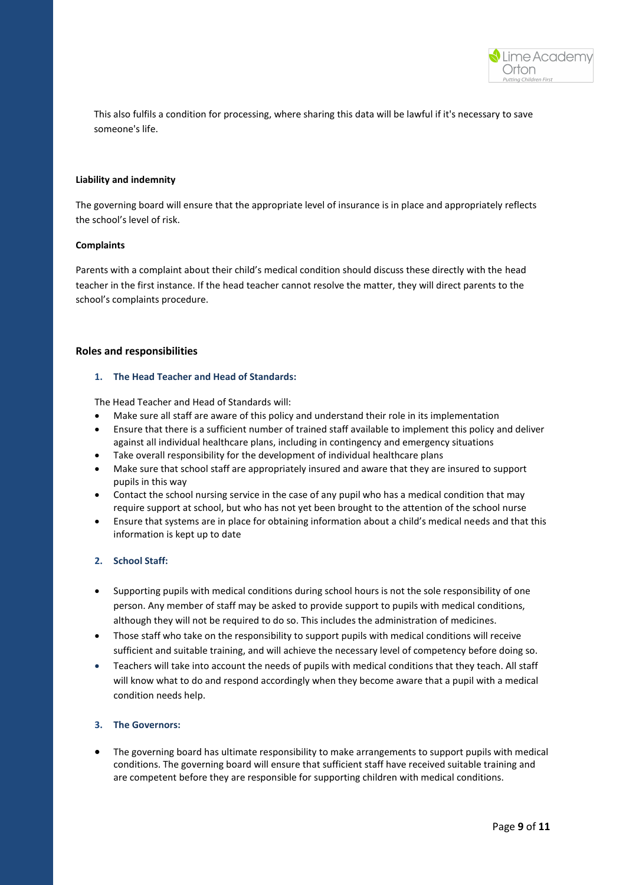This also fulfils a condition for processing, where sharing this data will be lawful if it's necessary to save someone's life.

**Liability and indemnity**

The governing board will ensure that the appropriate level of insurance is in place and appropriately reflects the school's level of risk.

**Complaints**

Parents with a complaint about their child's medical condition should discuss these directly with the head teacher in the first instance. If the head teacher cannot resolve the matter, they will direct parents to the school's complaints procedure.

## Roles and responsibilities

### 1. The Head Teacher and Head of Standards:

The Head Teacher and Head of Standards will:

- Make sure all staff are aware of this policy and understand their role in its implementation
- Ensure that there is a sufficient number of trained staff available to implement this policy and deliver against all individual healthcare plans, including in contingency and emergency situations
- Take overall responsibility for the development of individual healthcare plans
- Make sure that school staff are appropriately insured and aware that they are insured to support pupils in this way
- Contact the school nursing service in the case of any pupil who has a medical condition that may require support at school, but who has not yet been brought to the attention of the school nurse
- Ensure that systems are in place for obtaining information about a child's medical needs and that this information is kept up to date

### 2. School Staff:

- Supporting pupils with medical conditions during school hours is not the sole responsibility of one person. Any member of staff may be asked to provide support to pupils with medical conditions, although they will not be required to do so. This includes the administration of medicines.
- Those staff who take on the responsibility to support pupils with medical conditions will receive sufficient and suitable training, and will achieve the necessary level of competency before doing so.
- Teachers will take into account the needs of pupils with medical conditions that they teach. All staff will know what to do and respond accordingly when they become aware that a pupil with a medical condition needs help.

### 3. The Governors:

- The governing board has ultimate responsibility to make arrangements to support pupils with medical conditions. The governing board will ensure that sufficient staff have received suitable training and are competent before they are responsible for supporting children with medical conditions.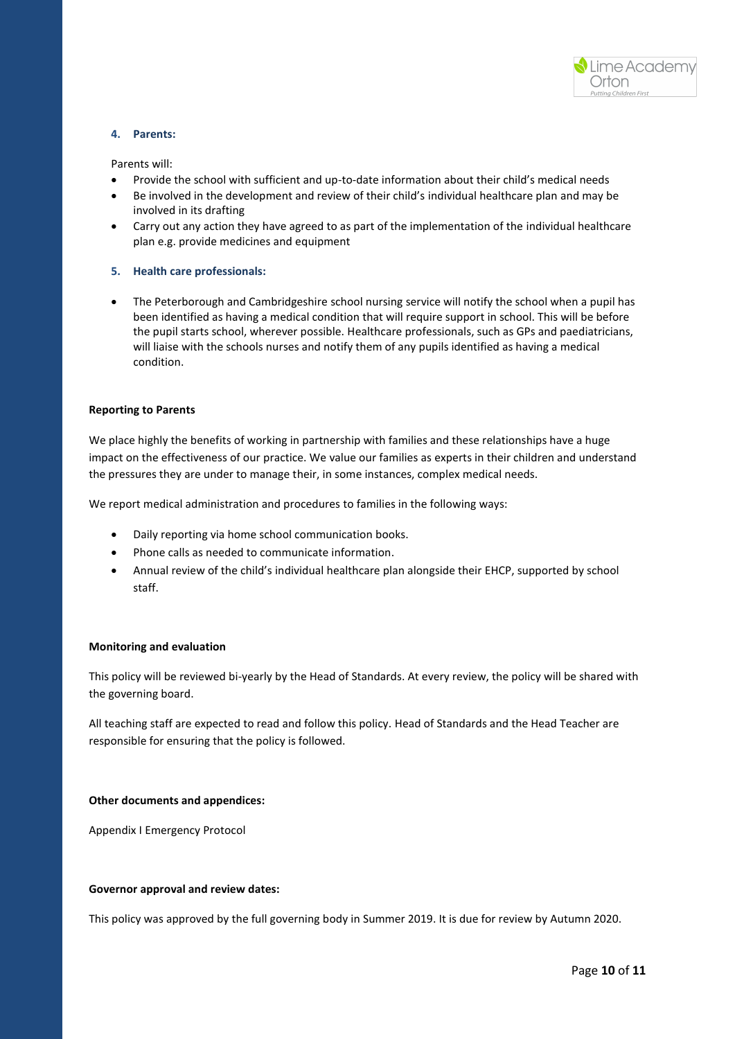**4. Parents:**

Parents will:

- Provide the school with sufficient and up-to-date information about their child's medical needs
- Be involved in the development and review of their child's individual healthcare plan and may be involved in its drafting
- Carry out any action they have agreed to as part of the implementation of the individual healthcare plan e.g. provide medicines and equipment

**5. Health care professionals:**

- The Peterborough and Cambridgeshire school nursing service will notify the school when a pupil has been identified as having a medical condition that will require support in school. This will be before the pupil starts school, wherever possible. Healthcare professionals, such as GPs and paediatricians, will liaise with the schools nurses and notify them of any pupils identified as having a medical condition.

**Reporting to Parents**

We place highly the benefits of working in partnership with families and these relationships have a huge impact on the effectiveness of our practice. We value our families as experts in their children and understand the pressures they are under to manage their, in some instances, complex medical needs.

We report medical administration and procedures to families in the following ways:

- Daily reporting via home school communication books.
- Phone calls as needed to communicate information.
- Annual review of the child's individual healthcare plan alongside their EHCP, supported by school staff.

**Monitoring and evaluation**

This policy will be reviewed bi-yearly by the Head of Standards. At every review, the policy will be shared with the governing board.

All teaching staff are expected to read and follow this policy. Head of Standards and the Head Teacher are responsible for ensuring that the policy is followed.

**Other documents and appendices:**

Appendix I Emergency Protocol

**Governor approval and review dates:**

This policy was approved by the full governing body in Summer 2019. It is due for review by Autumn 2020.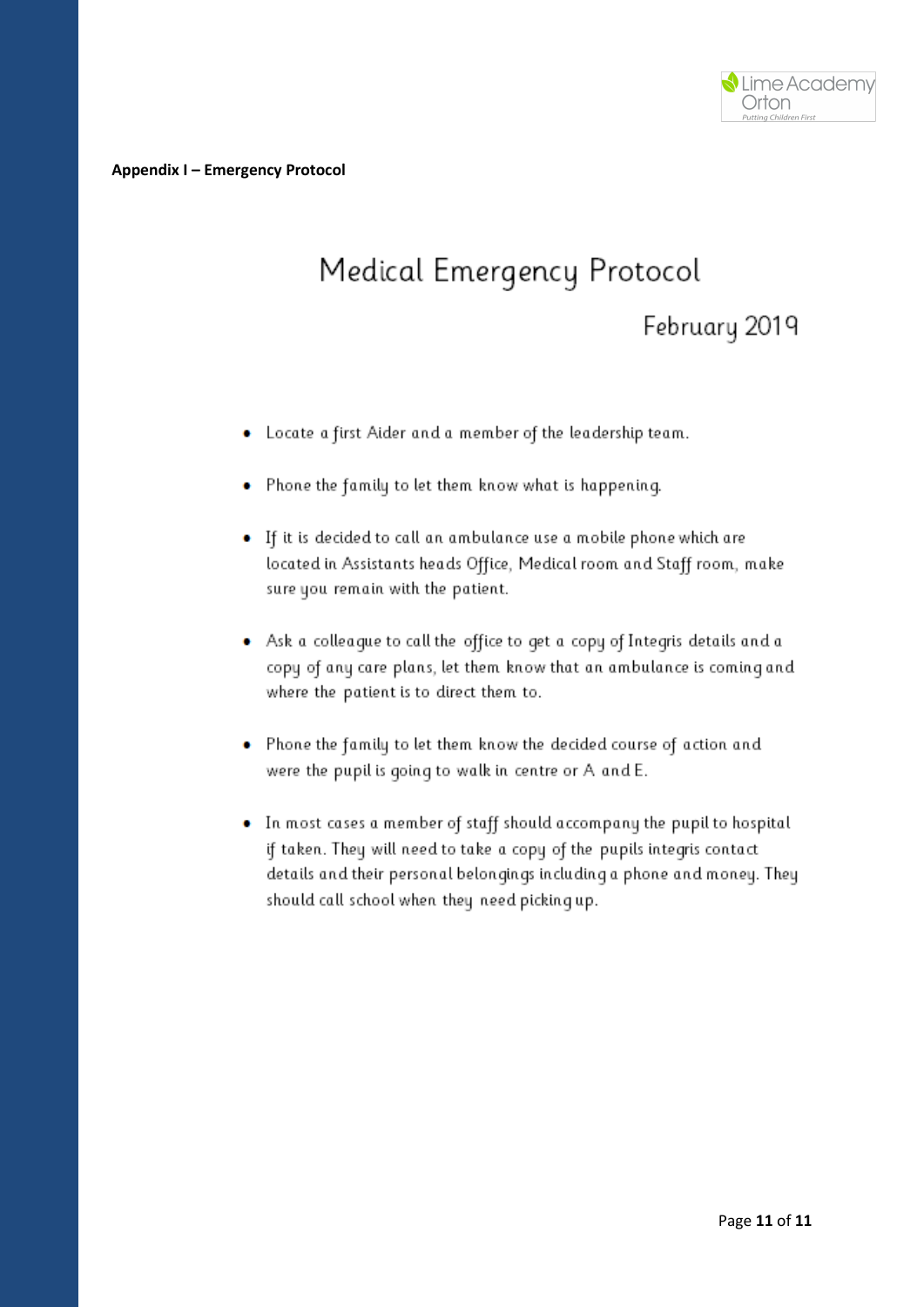**Appendix I – Emergency Protocol**

# Medical Emergency Protocol

February 2019

- Locate a first Aider and a member of the leadership team.
- Phone the family to let them know what is happening.
- If it is decided to call an ambulance use a mobile phone which are located in Assistants heads Office, Medical room and Staff room, make sure you remain with the patient.
- Ask a colleague to call the office to get a copy of Integris details and a copy of any care plans, let them know that an ambulance is coming and where the patient is to direct them to.
- Phone the family to let them know the decided course of action and were the pupil is going to walk in centre or A and E.
- In most cases a member of staff should accompany the pupil to hospital if taken. They will need to take a copy of the pupils integris contact details and their personal belongings including a phone and money. They should call school when they need picking up.